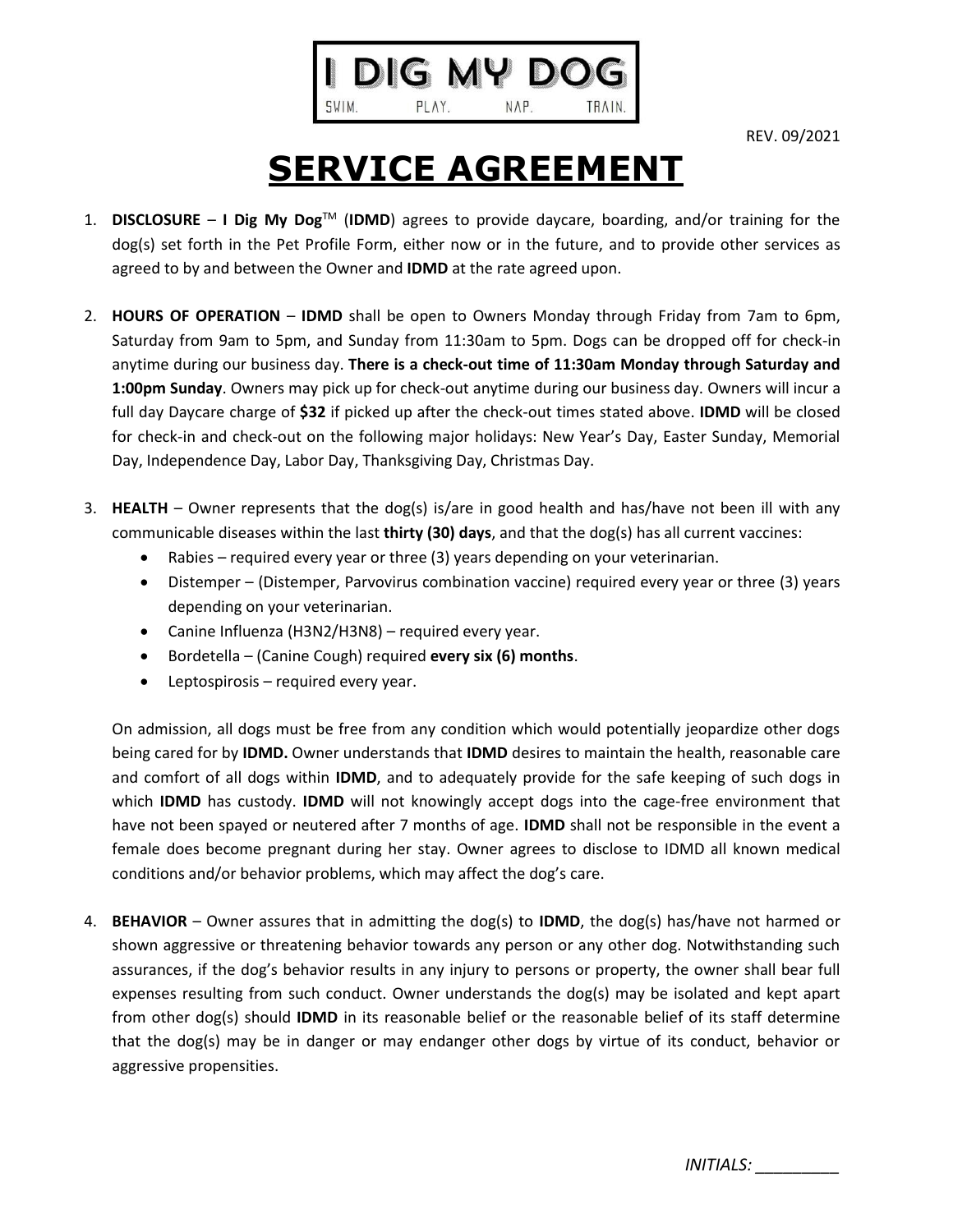I DIG MY DOG

SWIM. PLAY. NAP. TRAIN.

REV. 09/2021

# SERVICE AGREEMENT

1. **DISCLOSURE** – **I Dig My Dog**™ (**IDMD**) agrees to provide daycare, boarding, and/or training for the dog(s) set forth in the Pet Profile Form, either now or in the future, and to provide other services as agreed to by and between the Owner and **IDMD** at the rate agreed upon.

2. **HOURS OF OPERATION** – **IDMD** shall be open to Owners Monday through Friday from 7am to 6pm, Saturday from 9am to 5pm, and Sunday from 11:30am to 5pm. Dogs can be dropped off for check-in anytime during our business day. **There is a check-out time of 11:30am Monday through Saturday and 1:00pm Sunday**. Owners may pick up for check-out anytime during our business day. Owners will incur a full day Daycare charge of **$32** if picked up after the check-out times stated above. **IDMD** will be closed for check-in and check-out on the following major holidays: New Year's Day, Easter Sunday, Memorial Day, Independence Day, Labor Day, Thanksgiving Day, Christmas Day.

3. **HEALTH** – Owner represents that the dog(s) is/are in good health and has/have not been ill with any communicable diseases within the last **thirty (30) days**, and that the dog(s) has all current vaccines:
   - Rabies – required every year or three (3) years depending on your veterinarian.
   - Distemper – (Distemper, Parvovirus combination vaccine) required every year or three (3) years depending on your veterinarian.
   - Canine Influenza (H3N2/H3N8) – required every year.
   - Bordetella – (Canine Cough) required **every six (6) months**.
   - Leptospirosis – required every year.

   On admission, all dogs must be free from any condition which would potentially jeopardize other dogs being cared for by **IDMD.** Owner understands that **IDMD** desires to maintain the health, reasonable care and comfort of all dogs within **IDMD**, and to adequately provide for the safe keeping of such dogs in which **IDMD** has custody. **IDMD** will not knowingly accept dogs into the cage-free environment that have not been spayed or neutered after 7 months of age. **IDMD** shall not be responsible in the event a female does become pregnant during her stay. Owner agrees to disclose to IDMD all known medical conditions and/or behavior problems, which may affect the dog's care.

4. **BEHAVIOR** – Owner assures that in admitting the dog(s) to **IDMD**, the dog(s) has/have not harmed or shown aggressive or threatening behavior towards any person or any other dog. Notwithstanding such assurances, if the dog's behavior results in any injury to persons or property, the owner shall bear full expenses resulting from such conduct. Owner understands the dog(s) may be isolated and kept apart from other dog(s) should **IDMD** in its reasonable belief or the reasonable belief of its staff determine that the dog(s) may be in danger or may endanger other dogs by virtue of its conduct, behavior or aggressive propensities.

*INITIALS: _________*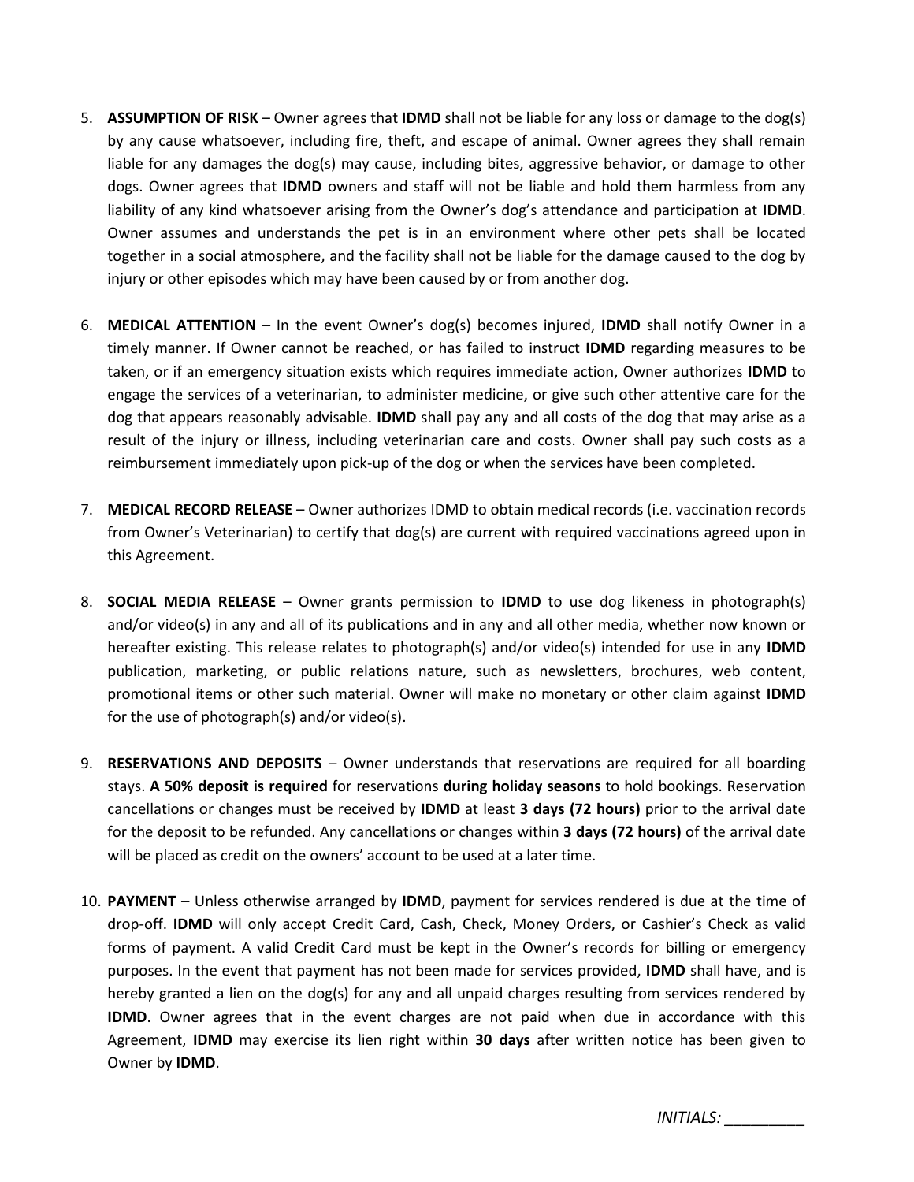5. **ASSUMPTION OF RISK** – Owner agrees that **IDMD** shall not be liable for any loss or damage to the dog(s) by any cause whatsoever, including fire, theft, and escape of animal. Owner agrees they shall remain liable for any damages the dog(s) may cause, including bites, aggressive behavior, or damage to other dogs. Owner agrees that **IDMD** owners and staff will not be liable and hold them harmless from any liability of any kind whatsoever arising from the Owner's dog's attendance and participation at **IDMD**. Owner assumes and understands the pet is in an environment where other pets shall be located together in a social atmosphere, and the facility shall not be liable for the damage caused to the dog by injury or other episodes which may have been caused by or from another dog.

6. **MEDICAL ATTENTION** – In the event Owner's dog(s) becomes injured, **IDMD** shall notify Owner in a timely manner. If Owner cannot be reached, or has failed to instruct **IDMD** regarding measures to be taken, or if an emergency situation exists which requires immediate action, Owner authorizes **IDMD** to engage the services of a veterinarian, to administer medicine, or give such other attentive care for the dog that appears reasonably advisable. **IDMD** shall pay any and all costs of the dog that may arise as a result of the injury or illness, including veterinarian care and costs. Owner shall pay such costs as a reimbursement immediately upon pick-up of the dog or when the services have been completed.

7. **MEDICAL RECORD RELEASE** – Owner authorizes IDMD to obtain medical records (i.e. vaccination records from Owner's Veterinarian) to certify that dog(s) are current with required vaccinations agreed upon in this Agreement.

8. **SOCIAL MEDIA RELEASE** – Owner grants permission to **IDMD** to use dog likeness in photograph(s) and/or video(s) in any and all of its publications and in any and all other media, whether now known or hereafter existing. This release relates to photograph(s) and/or video(s) intended for use in any **IDMD** publication, marketing, or public relations nature, such as newsletters, brochures, web content, promotional items or other such material. Owner will make no monetary or other claim against **IDMD** for the use of photograph(s) and/or video(s).

9. **RESERVATIONS AND DEPOSITS** – Owner understands that reservations are required for all boarding stays. **A 50% deposit is required** for reservations **during holiday seasons** to hold bookings. Reservation cancellations or changes must be received by **IDMD** at least **3 days (72 hours)** prior to the arrival date for the deposit to be refunded. Any cancellations or changes within **3 days (72 hours)** of the arrival date will be placed as credit on the owners' account to be used at a later time.

10. **PAYMENT** – Unless otherwise arranged by **IDMD**, payment for services rendered is due at the time of drop-off. **IDMD** will only accept Credit Card, Cash, Check, Money Orders, or Cashier's Check as valid forms of payment. A valid Credit Card must be kept in the Owner's records for billing or emergency purposes. In the event that payment has not been made for services provided, **IDMD** shall have, and is hereby granted a lien on the dog(s) for any and all unpaid charges resulting from services rendered by **IDMD**. Owner agrees that in the event charges are not paid when due in accordance with this Agreement, **IDMD** may exercise its lien right within **30 days** after written notice has been given to Owner by **IDMD**.

*INITIALS: _________*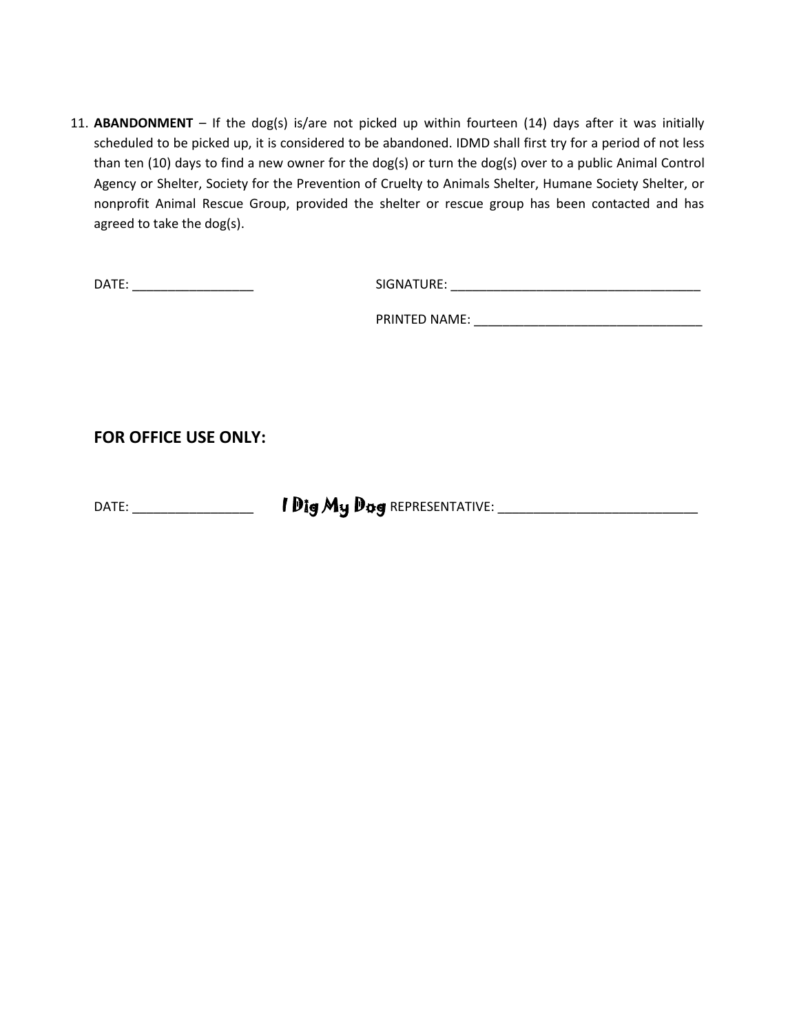11. **ABANDONMENT** – If the dog(s) is/are not picked up within fourteen (14) days after it was initially scheduled to be picked up, it is considered to be abandoned. IDMD shall first try for a period of not less than ten (10) days to find a new owner for the dog(s) or turn the dog(s) over to a public Animal Control Agency or Shelter, Society for the Prevention of Cruelty to Animals Shelter, Humane Society Shelter, or nonprofit Animal Rescue Group, provided the shelter or rescue group has been contacted and has agreed to take the dog(s).

DATE: _________________ SIGNATURE: ___________________________________

PRINTED NAME: ________________________________

## FOR OFFICE USE ONLY:

DATE: _________________ I Dig My Dog REPRESENTATIVE: ___________________________